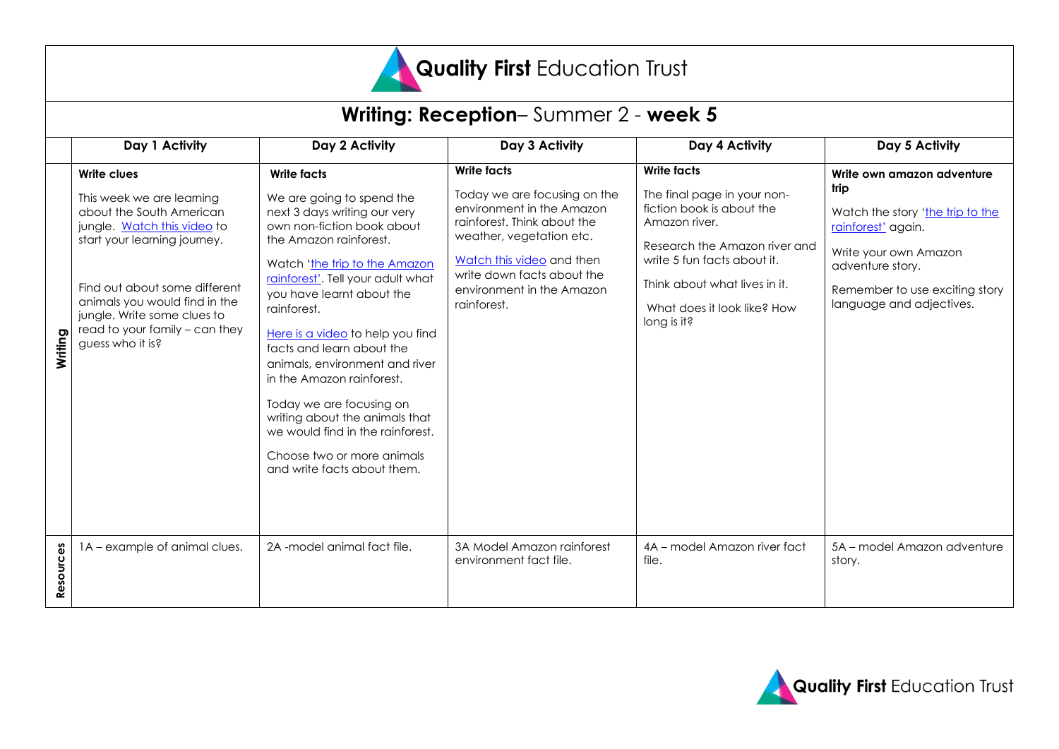# Quality First Education Trust

## Writing: Reception– Summer 2 - week 5

| | Day 1 Activity | Day 2 Activity | Day 3 Activity | Day 4 Activity | Day 5 Activity |
|---|---|---|---|---|---|
| Writing | **Write clues**<br><br>This week we are learning about the South American jungle. Watch this video to start your learning journey.<br><br>Find out about some different animals you would find in the jungle. Write some clues to read to your family – can they guess who it is? | **Write facts**<br><br>We are going to spend the next 3 days writing our very own non-fiction book about the Amazon rainforest.<br><br>Watch 'the trip to the Amazon rainforest'. Tell your adult what you have learnt about the rainforest.<br><br>Here is a video to help you find facts and learn about the animals, environment and river in the Amazon rainforest.<br><br>Today we are focusing on writing about the animals that we would find in the rainforest.<br><br>Choose two or more animals and write facts about them. | **Write facts**<br><br>Today we are focusing on the environment in the Amazon rainforest. Think about the weather, vegetation etc.<br><br>Watch this video and then write down facts about the environment in the Amazon rainforest. | **Write facts**<br><br>The final page in your non-fiction book is about the Amazon river.<br><br>Research the Amazon river and write 5 fun facts about it.<br><br>Think about what lives in it.<br><br>What does it look like? How long is it? | **Write own amazon adventure trip**<br><br>Watch the story 'the trip to the rainforest' again.<br><br>Write your own Amazon adventure story.<br><br>Remember to use exciting story language and adjectives. |
| Resources | 1A – example of animal clues. | 2A -model animal fact file. | 3A Model Amazon rainforest environment fact file. | 4A – model Amazon river fact file. | 5A – model Amazon adventure story. |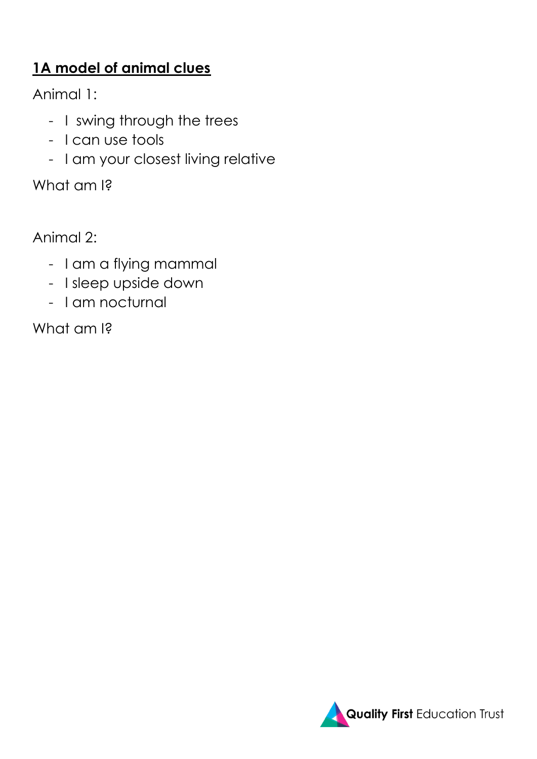**<u>1A model of animal clues</u>**

Animal 1:

- I swing through the trees
- I can use tools
- I am your closest living relative

What am I?

Animal 2:

- I am a flying mammal
- I sleep upside down
- I am nocturnal

What am I?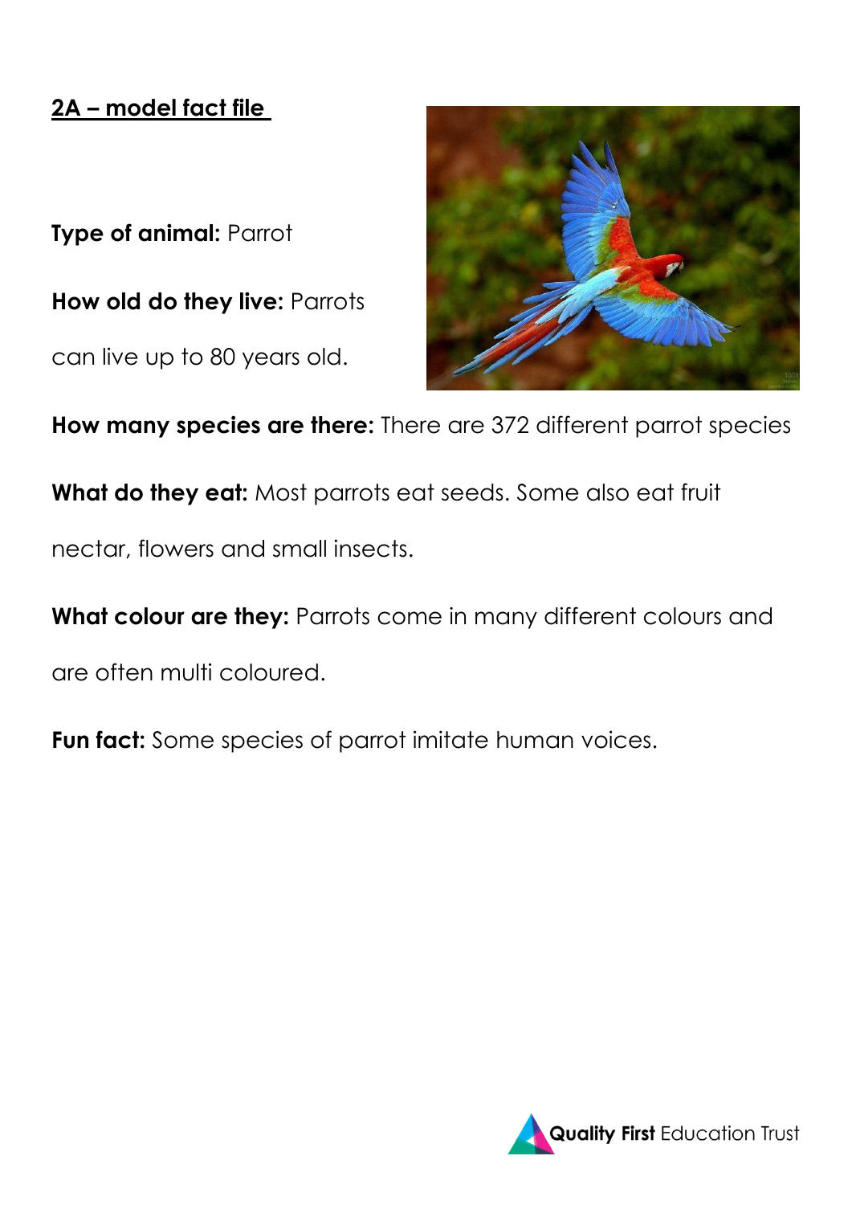## 2A – model fact file

**Type of animal:** Parrot

**How old do they live:** Parrots can live up to 80 years old.

**How many species are there:** There are 372 different parrot species

**What do they eat:** Most parrots eat seeds. Some also eat fruit nectar, flowers and small insects.

**What colour are they:** Parrots come in many different colours and are often multi coloured.

**Fun fact:** Some species of parrot imitate human voices.

**Quality First** Education Trust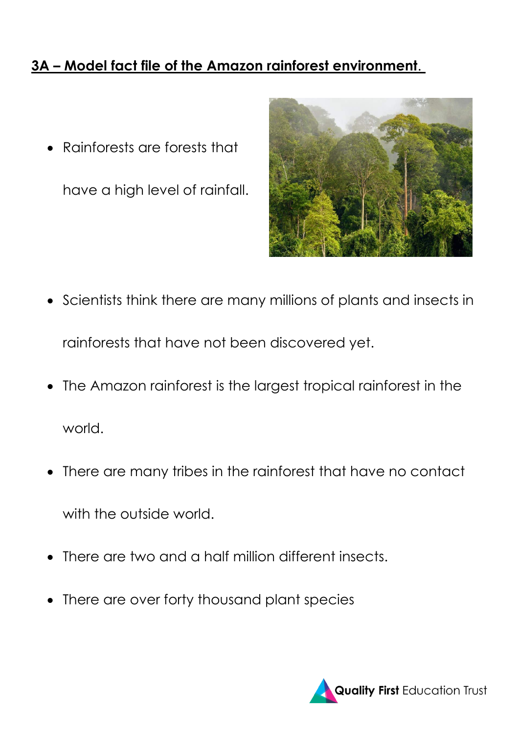## <u>3A – Model fact file of the Amazon rainforest environment.</u>

- Rainforests are forests that have a high level of rainfall.
- Scientists think there are many millions of plants and insects in rainforests that have not been discovered yet.
- The Amazon rainforest is the largest tropical rainforest in the world.
- There are many tribes in the rainforest that have no contact with the outside world.
- There are two and a half million different insects.
- There are over forty thousand plant species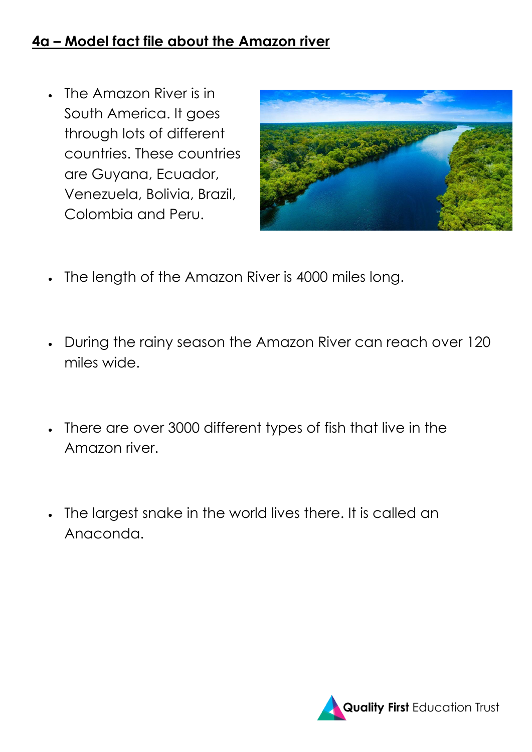## 4a – Model fact file about the Amazon river

- The Amazon River is in South America. It goes through lots of different countries. These countries are Guyana, Ecuador, Venezuela, Bolivia, Brazil, Colombia and Peru.
- The length of the Amazon River is 4000 miles long.
- During the rainy season the Amazon River can reach over 120 miles wide.
- There are over 3000 different types of fish that live in the Amazon river.
- The largest snake in the world lives there. It is called an Anaconda.

**Quality First** Education Trust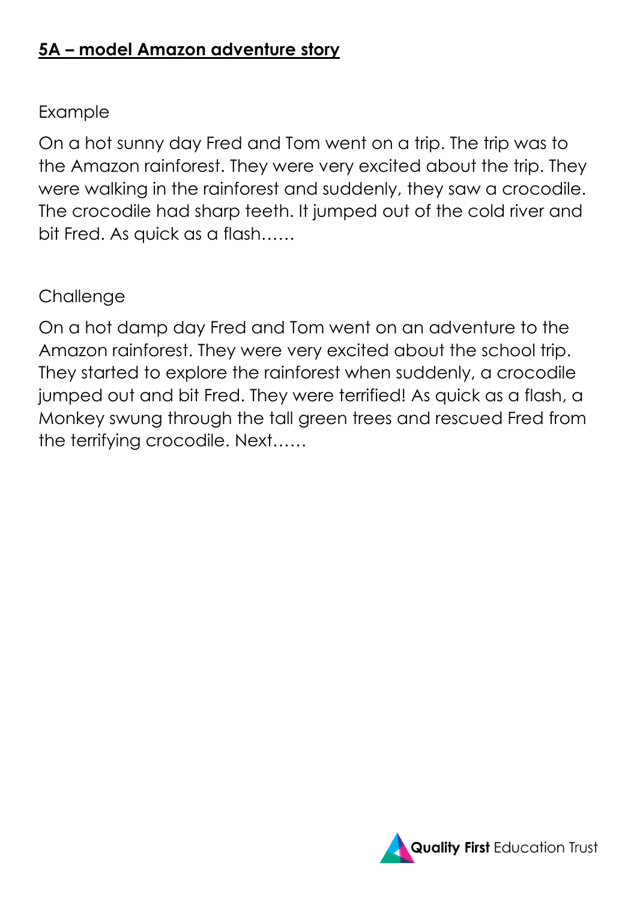## 5A – model Amazon adventure story

Example

On a hot sunny day Fred and Tom went on a trip. The trip was to the Amazon rainforest. They were very excited about the trip. They were walking in the rainforest and suddenly, they saw a crocodile. The crocodile had sharp teeth. It jumped out of the cold river and bit Fred. As quick as a flash……

Challenge

On a hot damp day Fred and Tom went on an adventure to the Amazon rainforest. They were very excited about the school trip. They started to explore the rainforest when suddenly, a crocodile jumped out and bit Fred. They were terrified! As quick as a flash, a Monkey swung through the tall green trees and rescued Fred from the terrifying crocodile. Next……